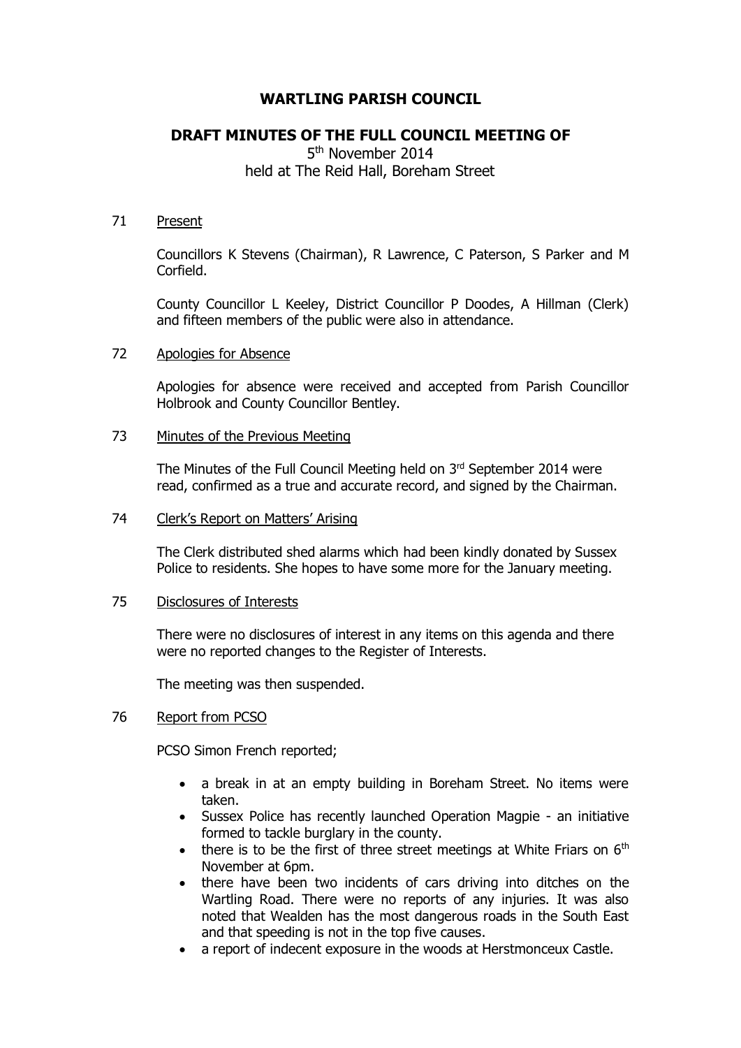# WARTLING PARISH COUNCIL

## DRAFT MINUTES OF THE FULL COUNCIL MEETING OF

5th November 2014
held at The Reid Hall, Boreham Street

71 Present

Councillors K Stevens (Chairman), R Lawrence, C Paterson, S Parker and M Corfield.

County Councillor L Keeley, District Councillor P Doodes, A Hillman (Clerk) and fifteen members of the public were also in attendance.

72 Apologies for Absence

Apologies for absence were received and accepted from Parish Councillor Holbrook and County Councillor Bentley.

73 Minutes of the Previous Meeting

The Minutes of the Full Council Meeting held on 3rd September 2014 were read, confirmed as a true and accurate record, and signed by the Chairman.

74 Clerk's Report on Matters' Arising

The Clerk distributed shed alarms which had been kindly donated by Sussex Police to residents. She hopes to have some more for the January meeting.

75 Disclosures of Interests

There were no disclosures of interest in any items on this agenda and there were no reported changes to the Register of Interests.

The meeting was then suspended.

76 Report from PCSO

PCSO Simon French reported;

- a break in at an empty building in Boreham Street. No items were taken.
- Sussex Police has recently launched Operation Magpie - an initiative formed to tackle burglary in the county.
- there is to be the first of three street meetings at White Friars on 6th November at 6pm.
- there have been two incidents of cars driving into ditches on the Wartling Road. There were no reports of any injuries. It was also noted that Wealden has the most dangerous roads in the South East and that speeding is not in the top five causes.
- a report of indecent exposure in the woods at Herstmonceux Castle.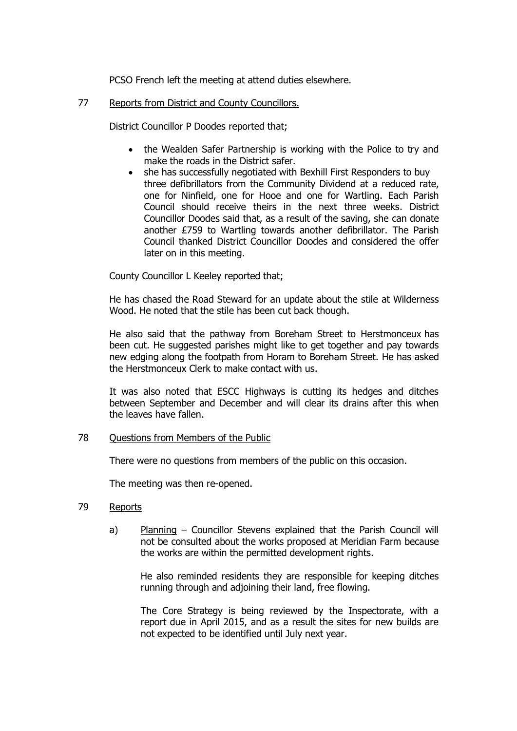PCSO French left the meeting at attend duties elsewhere.

## 77 Reports from District and County Councillors.

District Councillor P Doodes reported that;

- the Wealden Safer Partnership is working with the Police to try and make the roads in the District safer.
- she has successfully negotiated with Bexhill First Responders to buy three defibrillators from the Community Dividend at a reduced rate, one for Ninfield, one for Hooe and one for Wartling. Each Parish Council should receive theirs in the next three weeks. District Councillor Doodes said that, as a result of the saving, she can donate another £759 to Wartling towards another defibrillator. The Parish Council thanked District Councillor Doodes and considered the offer later on in this meeting.

County Councillor L Keeley reported that;

He has chased the Road Steward for an update about the stile at Wilderness Wood. He noted that the stile has been cut back though.

He also said that the pathway from Boreham Street to Herstmonceux has been cut. He suggested parishes might like to get together and pay towards new edging along the footpath from Horam to Boreham Street. He has asked the Herstmonceux Clerk to make contact with us.

It was also noted that ESCC Highways is cutting its hedges and ditches between September and December and will clear its drains after this when the leaves have fallen.

## 78 Questions from Members of the Public

There were no questions from members of the public on this occasion.

The meeting was then re-opened.

## 79 Reports

a) Planning – Councillor Stevens explained that the Parish Council will not be consulted about the works proposed at Meridian Farm because the works are within the permitted development rights.

He also reminded residents they are responsible for keeping ditches running through and adjoining their land, free flowing.

The Core Strategy is being reviewed by the Inspectorate, with a report due in April 2015, and as a result the sites for new builds are not expected to be identified until July next year.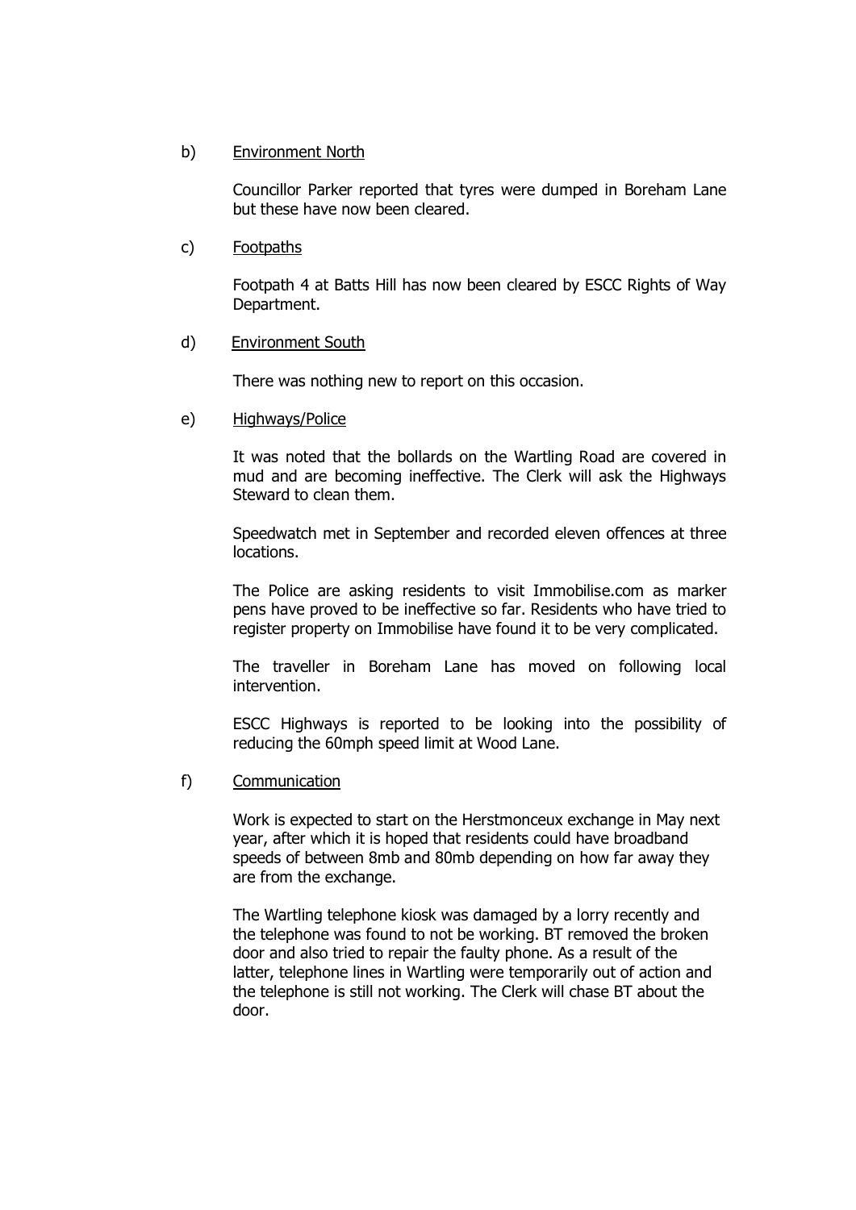b) Environment North

Councillor Parker reported that tyres were dumped in Boreham Lane but these have now been cleared.

c) Footpaths

Footpath 4 at Batts Hill has now been cleared by ESCC Rights of Way Department.

d) Environment South

There was nothing new to report on this occasion.

e) Highways/Police

It was noted that the bollards on the Wartling Road are covered in mud and are becoming ineffective. The Clerk will ask the Highways Steward to clean them.

Speedwatch met in September and recorded eleven offences at three locations.

The Police are asking residents to visit Immobilise.com as marker pens have proved to be ineffective so far. Residents who have tried to register property on Immobilise have found it to be very complicated.

The traveller in Boreham Lane has moved on following local intervention.

ESCC Highways is reported to be looking into the possibility of reducing the 60mph speed limit at Wood Lane.

f) Communication

Work is expected to start on the Herstmonceux exchange in May next year, after which it is hoped that residents could have broadband speeds of between 8mb and 80mb depending on how far away they are from the exchange.

The Wartling telephone kiosk was damaged by a lorry recently and the telephone was found to not be working. BT removed the broken door and also tried to repair the faulty phone. As a result of the latter, telephone lines in Wartling were temporarily out of action and the telephone is still not working. The Clerk will chase BT about the door.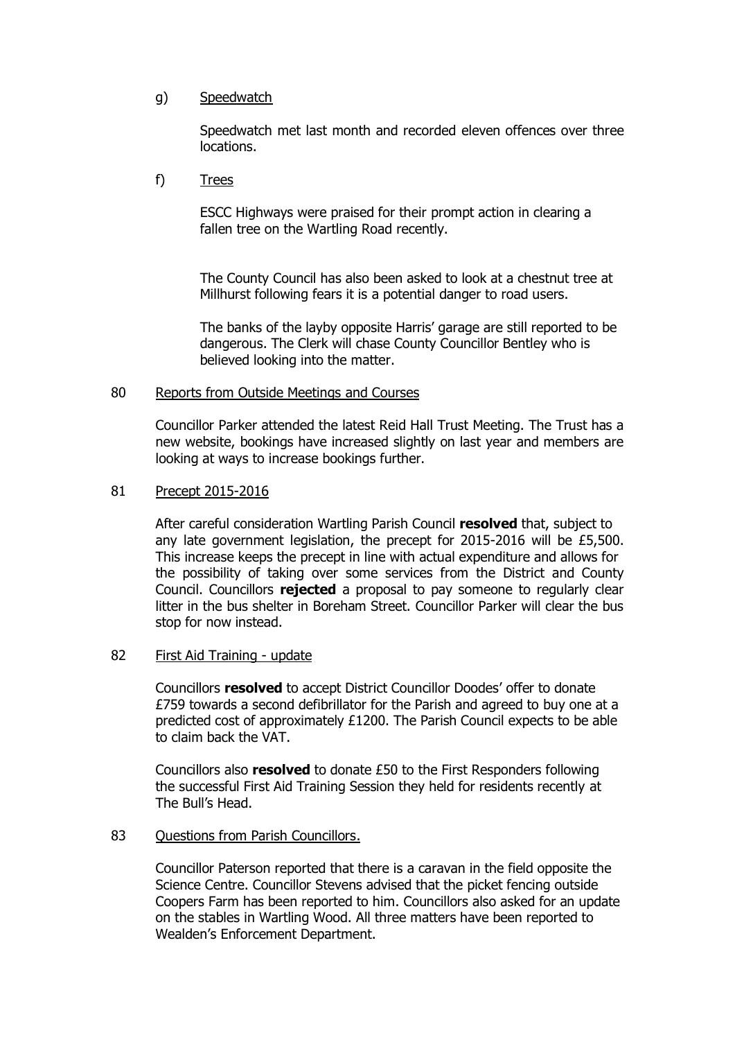g) <u>Speedwatch</u>

Speedwatch met last month and recorded eleven offences over three locations.

f) <u>Trees</u>

ESCC Highways were praised for their prompt action in clearing a fallen tree on the Wartling Road recently.

The County Council has also been asked to look at a chestnut tree at Millhurst following fears it is a potential danger to road users.

The banks of the layby opposite Harris' garage are still reported to be dangerous. The Clerk will chase County Councillor Bentley who is believed looking into the matter.

80 <u>Reports from Outside Meetings and Courses</u>

Councillor Parker attended the latest Reid Hall Trust Meeting. The Trust has a new website, bookings have increased slightly on last year and members are looking at ways to increase bookings further.

81 <u>Precept 2015-2016</u>

After careful consideration Wartling Parish Council **resolved** that, subject to any late government legislation, the precept for 2015-2016 will be £5,500. This increase keeps the precept in line with actual expenditure and allows for the possibility of taking over some services from the District and County Council. Councillors **rejected** a proposal to pay someone to regularly clear litter in the bus shelter in Boreham Street. Councillor Parker will clear the bus stop for now instead.

82 <u>First Aid Training - update</u>

Councillors **resolved** to accept District Councillor Doodes' offer to donate £759 towards a second defibrillator for the Parish and agreed to buy one at a predicted cost of approximately £1200. The Parish Council expects to be able to claim back the VAT.

Councillors also **resolved** to donate £50 to the First Responders following the successful First Aid Training Session they held for residents recently at The Bull's Head.

83 <u>Questions from Parish Councillors.</u>

Councillor Paterson reported that there is a caravan in the field opposite the Science Centre. Councillor Stevens advised that the picket fencing outside Coopers Farm has been reported to him. Councillors also asked for an update on the stables in Wartling Wood. All three matters have been reported to Wealden's Enforcement Department.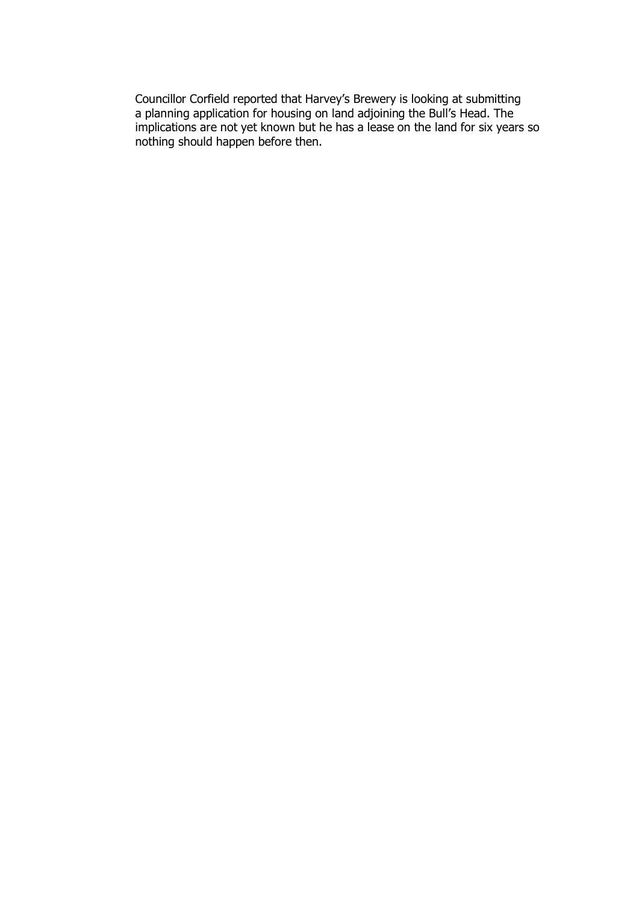Councillor Corfield reported that Harvey's Brewery is looking at submitting a planning application for housing on land adjoining the Bull's Head. The implications are not yet known but he has a lease on the land for six years so nothing should happen before then.